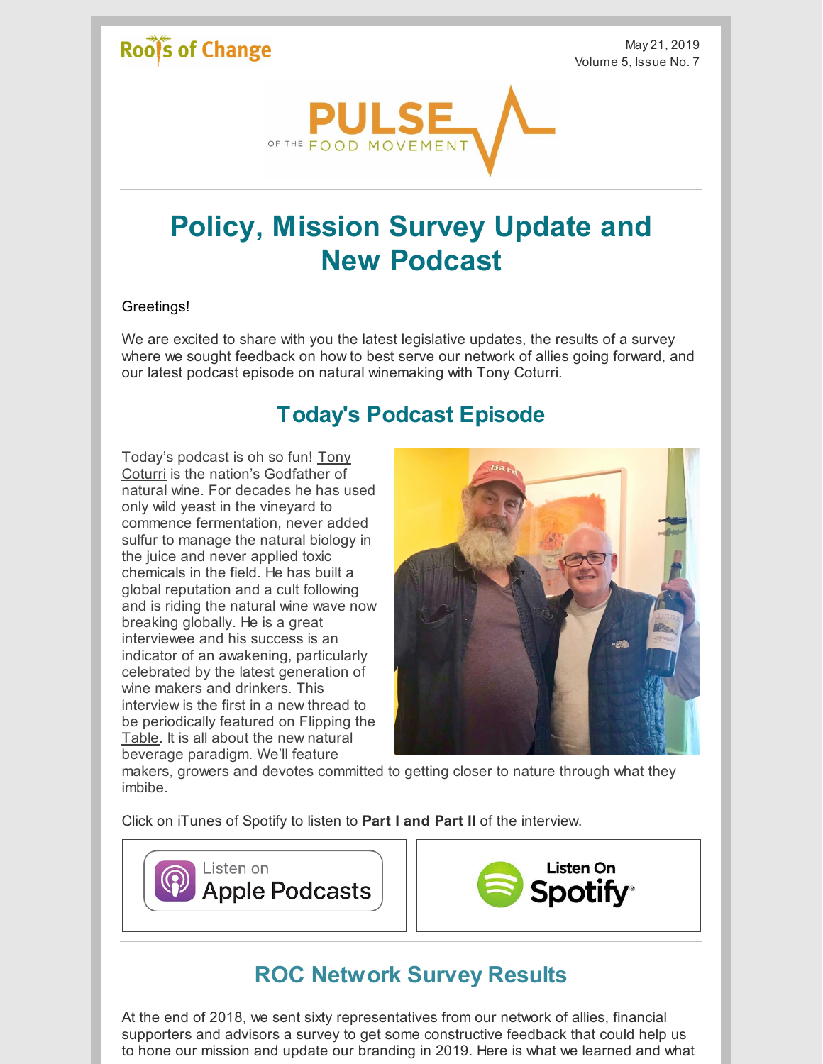Roots of Change

May 21, 2019
Volume 5, Issue No. 7

PULSE OF THE FOOD MOVEMENT

# Policy, Mission Survey Update and New Podcast

Greetings!

We are excited to share with you the latest legislative updates, the results of a survey where we sought feedback on how to best serve our network of allies going forward, and our latest podcast episode on natural winemaking with Tony Coturri.

## Today's Podcast Episode

Today's podcast is oh so fun! Tony Coturri is the nation's Godfather of natural wine. For decades he has used only wild yeast in the vineyard to commence fermentation, never added sulfur to manage the natural biology in the juice and never applied toxic chemicals in the field. He has built a global reputation and a cult following and is riding the natural wine wave now breaking globally. He is a great interviewee and his success is an indicator of an awakening, particularly celebrated by the latest generation of wine makers and drinkers. This interview is the first in a new thread to be periodically featured on Flipping the Table. It is all about the new natural beverage paradigm. We'll feature makers, growers and devotes committed to getting closer to nature through what they imbibe.

Click on iTunes of Spotify to listen to **Part I and Part II** of the interview.

Listen on Apple Podcasts | Listen On Spotify

## ROC Network Survey Results

At the end of 2018, we sent sixty representatives from our network of allies, financial supporters and advisors a survey to get some constructive feedback that could help us to hone our mission and update our branding in 2019. Here is what we learned and what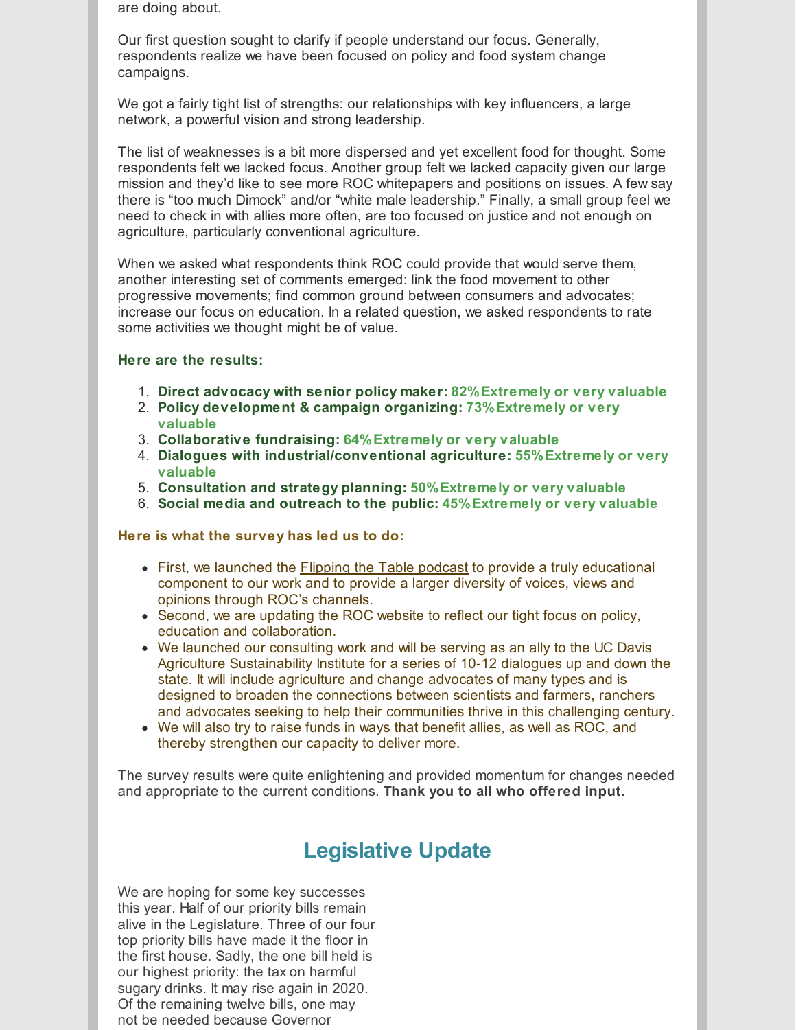are doing about.

Our first question sought to clarify if people understand our focus. Generally, respondents realize we have been focused on policy and food system change campaigns.

We got a fairly tight list of strengths: our relationships with key influencers, a large network, a powerful vision and strong leadership.

The list of weaknesses is a bit more dispersed and yet excellent food for thought. Some respondents felt we lacked focus. Another group felt we lacked capacity given our large mission and they'd like to see more ROC whitepapers and positions on issues. A few say there is "too much Dimock" and/or "white male leadership." Finally, a small group feel we need to check in with allies more often, are too focused on justice and not enough on agriculture, particularly conventional agriculture.

When we asked what respondents think ROC could provide that would serve them, another interesting set of comments emerged: link the food movement to other progressive movements; find common ground between consumers and advocates; increase our focus on education. In a related question, we asked respondents to rate some activities we thought might be of value.

**Here are the results:**

1. **Direct advocacy with senior policy maker: 82% Extremely or very valuable**
2. **Policy development & campaign organizing: 73% Extremely or very valuable**
3. **Collaborative fundraising: 64% Extremely or very valuable**
4. **Dialogues with industrial/conventional agriculture: 55% Extremely or very valuable**
5. **Consultation and strategy planning: 50% Extremely or very valuable**
6. **Social media and outreach to the public: 45% Extremely or very valuable**

**Here is what the survey has led us to do:**

- First, we launched the Flipping the Table podcast to provide a truly educational component to our work and to provide a larger diversity of voices, views and opinions through ROC's channels.
- Second, we are updating the ROC website to reflect our tight focus on policy, education and collaboration.
- We launched our consulting work and will be serving as an ally to the UC Davis Agriculture Sustainability Institute for a series of 10-12 dialogues up and down the state. It will include agriculture and change advocates of many types and is designed to broaden the connections between scientists and farmers, ranchers and advocates seeking to help their communities thrive in this challenging century.
- We will also try to raise funds in ways that benefit allies, as well as ROC, and thereby strengthen our capacity to deliver more.

The survey results were quite enlightening and provided momentum for changes needed and appropriate to the current conditions. **Thank you to all who offered input.**

---

## Legislative Update

We are hoping for some key successes this year. Half of our priority bills remain alive in the Legislature. Three of our four top priority bills have made it the floor in the first house. Sadly, the one bill held is our highest priority: the tax on harmful sugary drinks. It may rise again in 2020. Of the remaining twelve bills, one may not be needed because Governor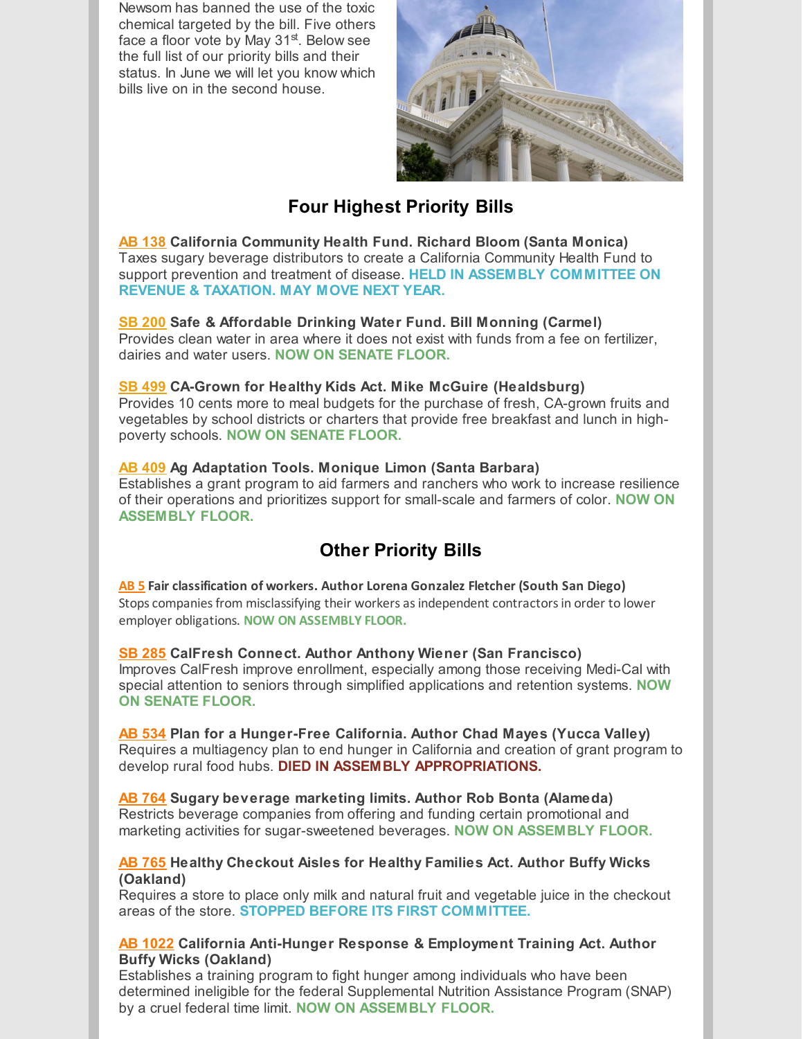Newsom has banned the use of the toxic chemical targeted by the bill. Five others face a floor vote by May 31st. Below see the full list of our priority bills and their status. In June we will let you know which bills live on in the second house.

## Four Highest Priority Bills

**AB 138 California Community Health Fund. Richard Bloom (Santa Monica)**
Taxes sugary beverage distributors to create a California Community Health Fund to support prevention and treatment of disease. **HELD IN ASSEMBLY COMMITTEE ON REVENUE & TAXATION. MAY MOVE NEXT YEAR.**

**SB 200 Safe & Affordable Drinking Water Fund. Bill Monning (Carmel)**
Provides clean water in area where it does not exist with funds from a fee on fertilizer, dairies and water users. **NOW ON SENATE FLOOR.**

**SB 499 CA-Grown for Healthy Kids Act. Mike McGuire (Healdsburg)**
Provides 10 cents more to meal budgets for the purchase of fresh, CA-grown fruits and vegetables by school districts or charters that provide free breakfast and lunch in high-poverty schools. **NOW ON SENATE FLOOR.**

**AB 409 Ag Adaptation Tools. Monique Limon (Santa Barbara)**
Establishes a grant program to aid farmers and ranchers who work to increase resilience of their operations and prioritizes support for small-scale and farmers of color. **NOW ON ASSEMBLY FLOOR.**

## Other Priority Bills

**AB 5 Fair classification of workers. Author Lorena Gonzalez Fletcher (South San Diego)**
Stops companies from misclassifying their workers as independent contractors in order to lower employer obligations. **NOW ON ASSEMBLY FLOOR.**

**SB 285 CalFresh Connect. Author Anthony Wiener (San Francisco)**
Improves CalFresh improve enrollment, especially among those receiving Medi-Cal with special attention to seniors through simplified applications and retention systems. **NOW ON SENATE FLOOR.**

**AB 534 Plan for a Hunger-Free California. Author Chad Mayes (Yucca Valley)**
Requires a multiagency plan to end hunger in California and creation of grant program to develop rural food hubs. **DIED IN ASSEMBLY APPROPRIATIONS.**

**AB 764 Sugary beverage marketing limits. Author Rob Bonta (Alameda)**
Restricts beverage companies from offering and funding certain promotional and marketing activities for sugar-sweetened beverages. **NOW ON ASSEMBLY FLOOR.**

**AB 765 Healthy Checkout Aisles for Healthy Families Act. Author Buffy Wicks (Oakland)**
Requires a store to place only milk and natural fruit and vegetable juice in the checkout areas of the store. **STOPPED BEFORE ITS FIRST COMMITTEE.**

**AB 1022 California Anti-Hunger Response & Employment Training Act. Author Buffy Wicks (Oakland)**
Establishes a training program to fight hunger among individuals who have been determined ineligible for the federal Supplemental Nutrition Assistance Program (SNAP) by a cruel federal time limit. **NOW ON ASSEMBLY FLOOR.**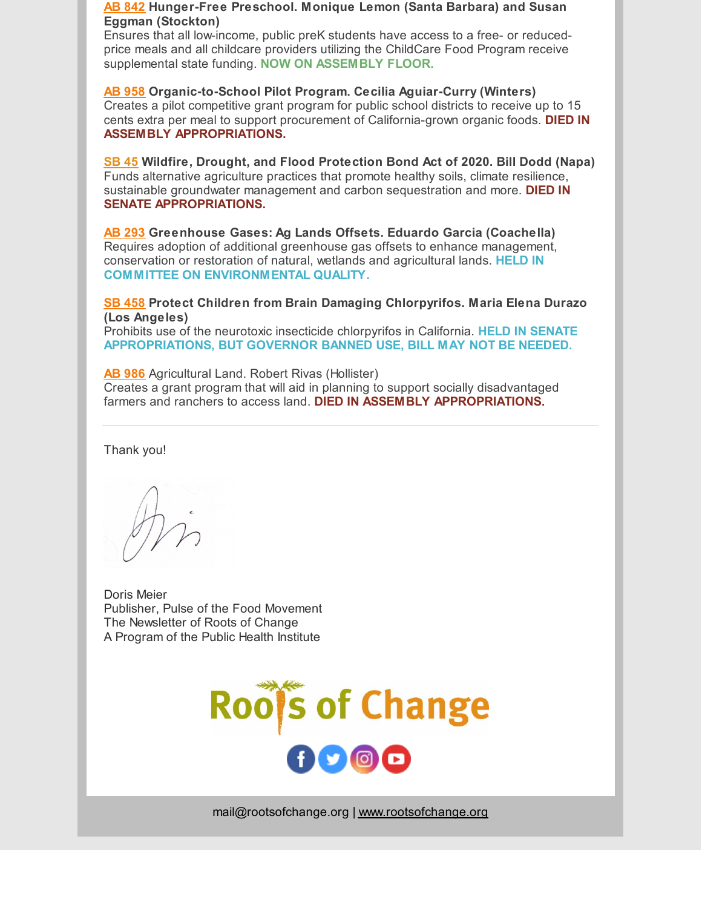**AB 842 Hunger-Free Preschool. Monique Lemon (Santa Barbara) and Susan Eggman (Stockton)**
Ensures that all low-income, public preK students have access to a free- or reduced-price meals and all childcare providers utilizing the ChildCare Food Program receive supplemental state funding. **NOW ON ASSEMBLY FLOOR.**

**AB 958 Organic-to-School Pilot Program. Cecilia Aguiar-Curry (Winters)**
Creates a pilot competitive grant program for public school districts to receive up to 15 cents extra per meal to support procurement of California-grown organic foods. **DIED IN ASSEMBLY APPROPRIATIONS.**

**SB 45 Wildfire, Drought, and Flood Protection Bond Act of 2020. Bill Dodd (Napa)**
Funds alternative agriculture practices that promote healthy soils, climate resilience, sustainable groundwater management and carbon sequestration and more. **DIED IN SENATE APPROPRIATIONS.**

**AB 293 Greenhouse Gases: Ag Lands Offsets. Eduardo Garcia (Coachella)**
Requires adoption of additional greenhouse gas offsets to enhance management, conservation or restoration of natural, wetlands and agricultural lands. **HELD IN COMMITTEE ON ENVIRONMENTAL QUALITY.**

**SB 458 Protect Children from Brain Damaging Chlorpyrifos. Maria Elena Durazo (Los Angeles)**
Prohibits use of the neurotoxic insecticide chlorpyrifos in California. **HELD IN SENATE APPROPRIATIONS, BUT GOVERNOR BANNED USE, BILL MAY NOT BE NEEDED.**

**AB 986** Agricultural Land. Robert Rivas (Hollister)
Creates a grant program that will aid in planning to support socially disadvantaged farmers and ranchers to access land. **DIED IN ASSEMBLY APPROPRIATIONS.**

---

Thank you!

Doris Meier
Publisher, Pulse of the Food Movement
The Newsletter of Roots of Change
A Program of the Public Health Institute

Roots of Change

mail@rootsofchange.org | www.rootsofchange.org